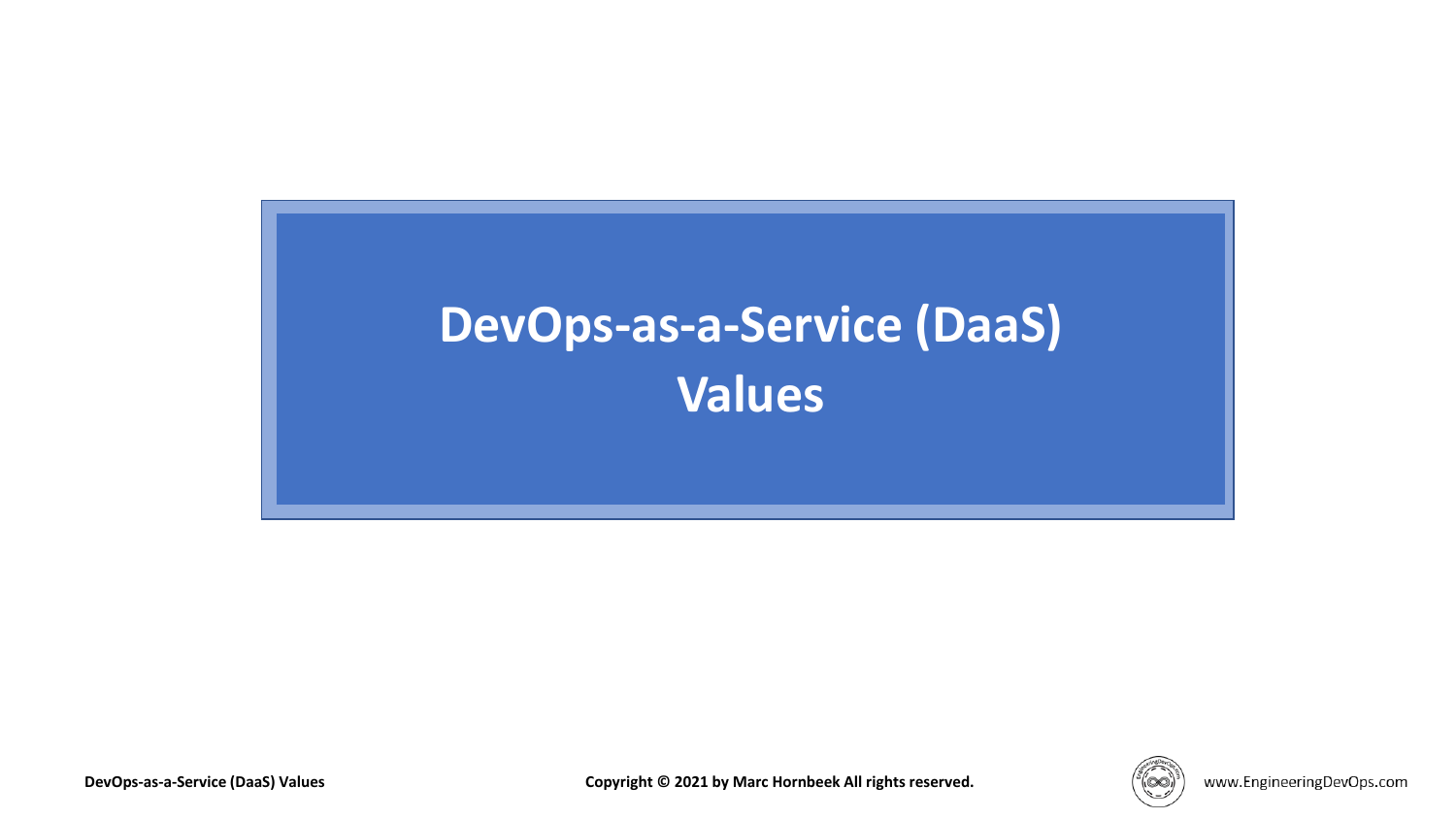# DevOps-as-a-Service (DaaS) Values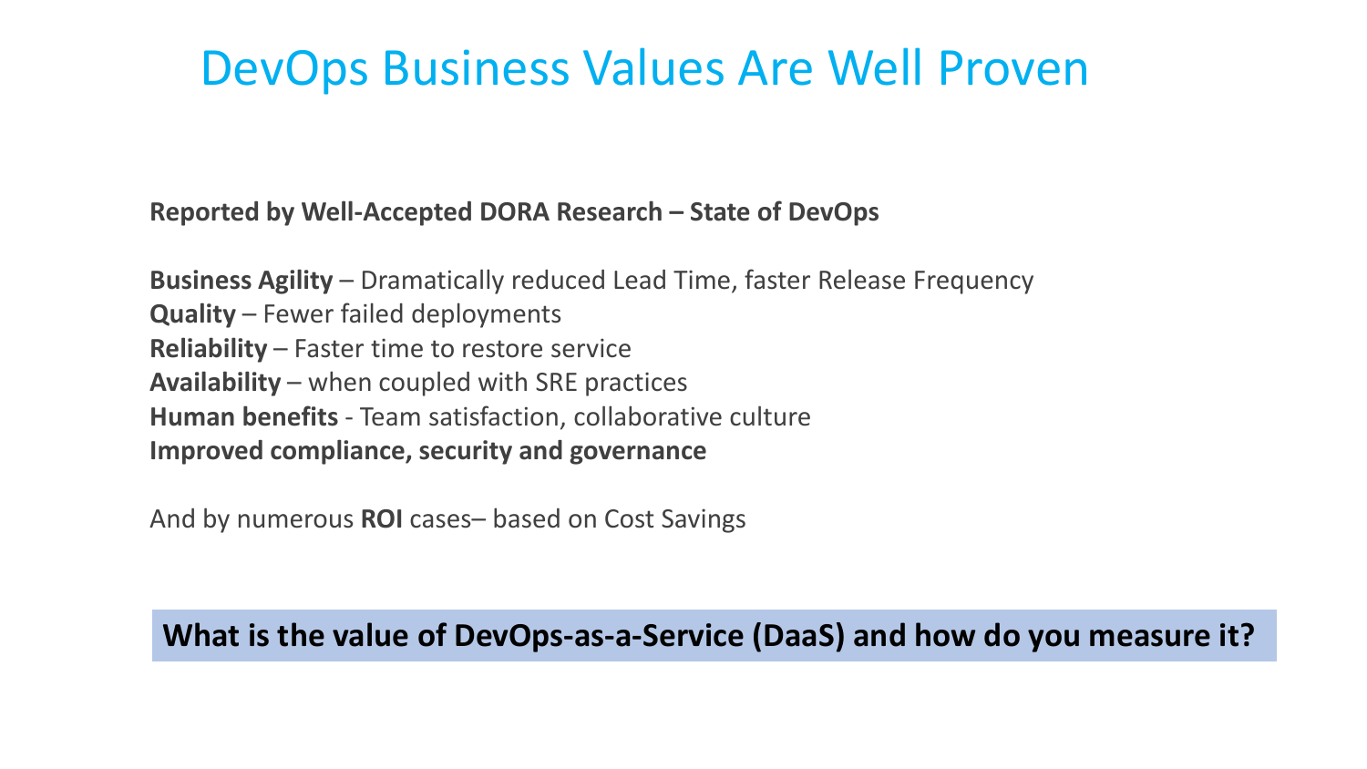# DevOps Business Values Are Well Proven

**Reported by Well-Accepted DORA Research – State of DevOps**

**Business Agility** – Dramatically reduced Lead Time, faster Release Frequency
**Quality** – Fewer failed deployments
**Reliability** – Faster time to restore service
**Availability** – when coupled with SRE practices
**Human benefits** - Team satisfaction, collaborative culture
**Improved compliance, security and governance**

And by numerous **ROI** cases– based on Cost Savings

**What is the value of DevOps-as-a-Service (DaaS) and how do you measure it?**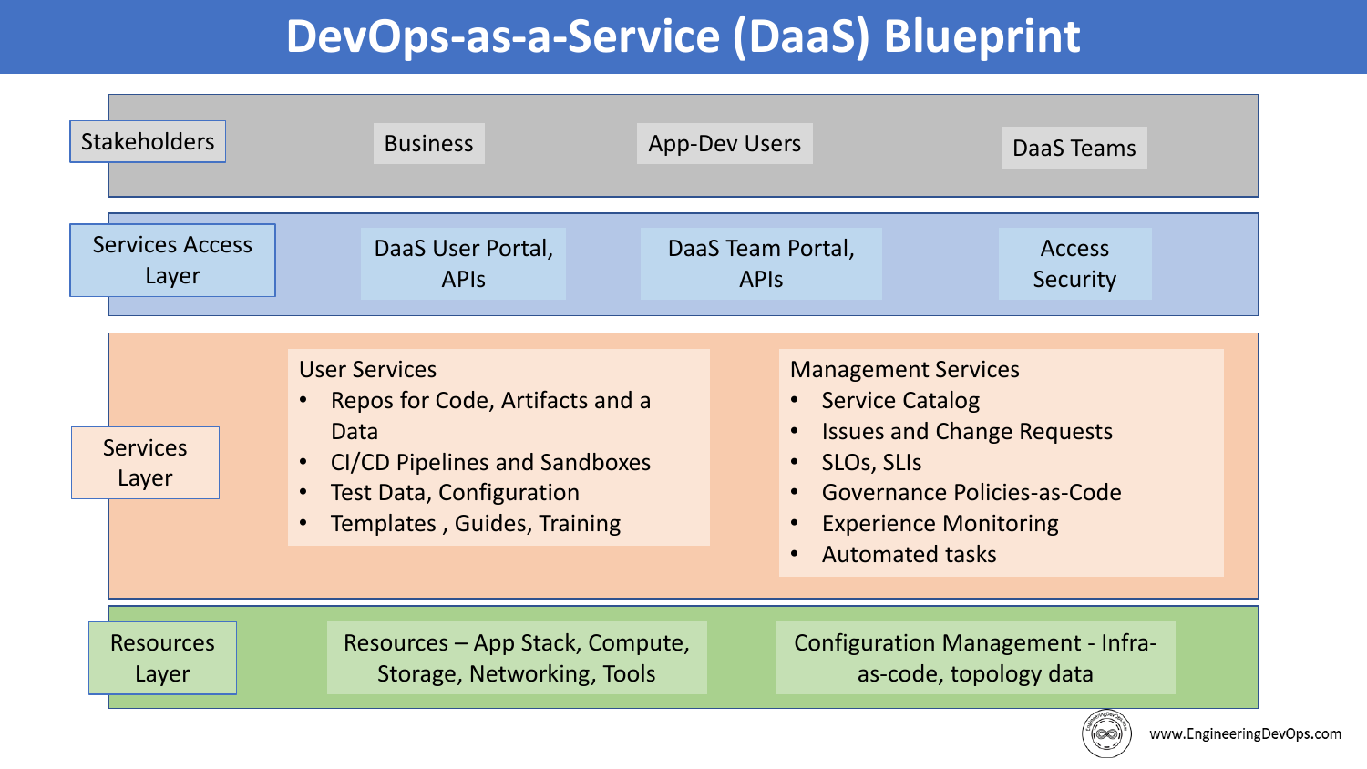# DevOps-as-a-Service (DaaS) Blueprint

## Stakeholders

- Business
- App-Dev Users
- DaaS Teams

## Services Access Layer

- DaaS User Portal, APIs
- DaaS Team Portal, APIs
- Access Security

## Services Layer

User Services

- Repos for Code, Artifacts and a Data
- CI/CD Pipelines and Sandboxes
- Test Data, Configuration
- Templates , Guides, Training

Management Services

- Service Catalog
- Issues and Change Requests
- SLOs, SLIs
- Governance Policies-as-Code
- Experience Monitoring
- Automated tasks

## Resources Layer

- Resources – App Stack, Compute, Storage, Networking, Tools
- Configuration Management - Infra-as-code, topology data

www.EngineeringDevOps.com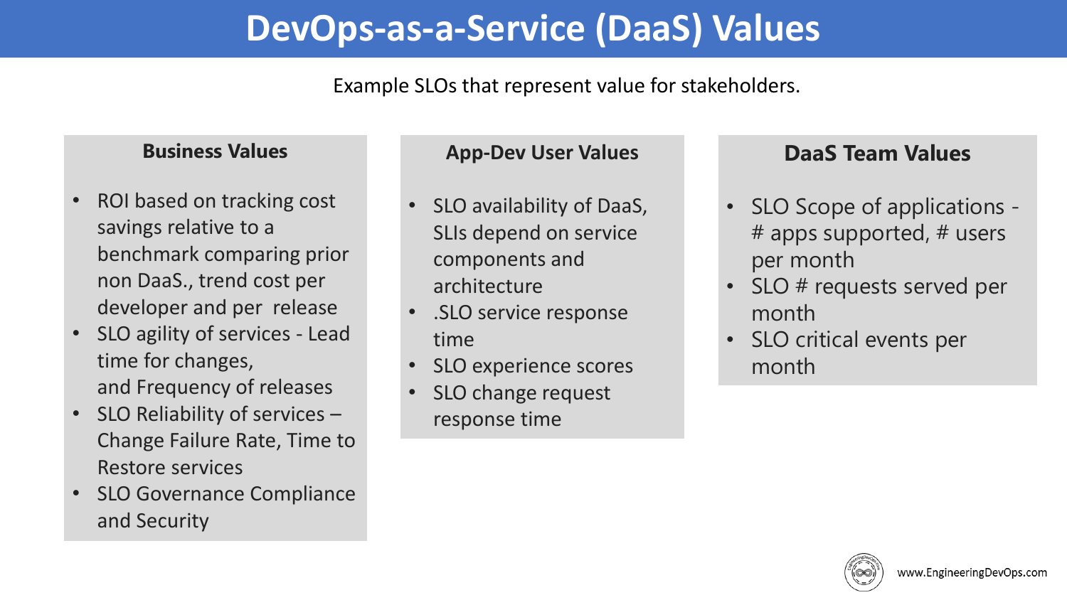# DevOps-as-a-Service (DaaS) Values

Example SLOs that represent value for stakeholders.

## Business Values

- ROI based on tracking cost savings relative to a benchmark comparing prior non DaaS., trend cost per developer and per release
- SLO agility of services - Lead time for changes, and Frequency of releases
- SLO Reliability of services – Change Failure Rate, Time to Restore services
- SLO Governance Compliance and Security

## App-Dev User Values

- SLO availability of DaaS, SLIs depend on service components and architecture
- .SLO service response time
- SLO experience scores
- SLO change request response time

## DaaS Team Values

- SLO Scope of applications - # apps supported, # users per month
- SLO # requests served per month
- SLO critical events per month

www.EngineeringDevOps.com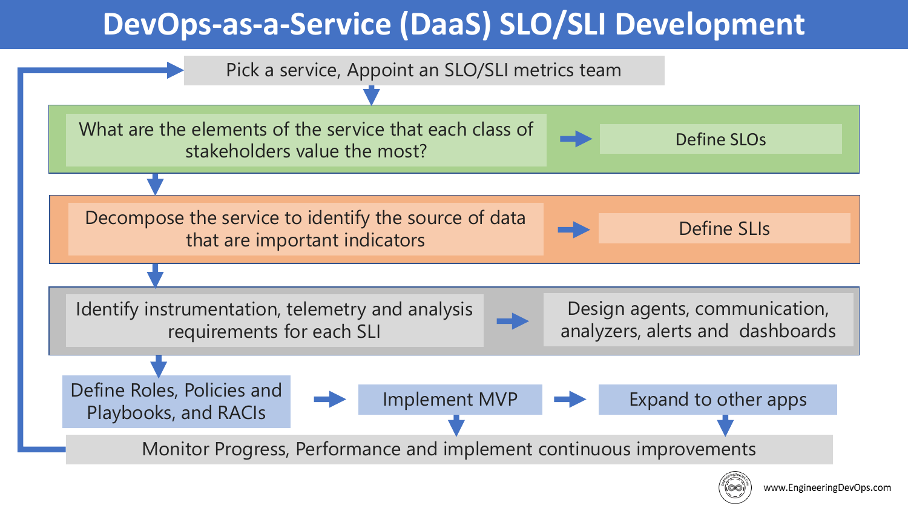# DevOps-as-a-Service (DaaS) SLO/SLI Development

Pick a service, Appoint an SLO/SLI metrics team

What are the elements of the service that each class of stakeholders value the most?

Define SLOs

Decompose the service to identify the source of data that are important indicators

Define SLIs

Identify instrumentation, telemetry and analysis requirements for each SLI

Design agents, communication, analyzers, alerts and dashboards

Define Roles, Policies and Playbooks, and RACIs

Implement MVP

Expand to other apps

Monitor Progress, Performance and implement continuous improvements

www.EngineeringDevOps.com